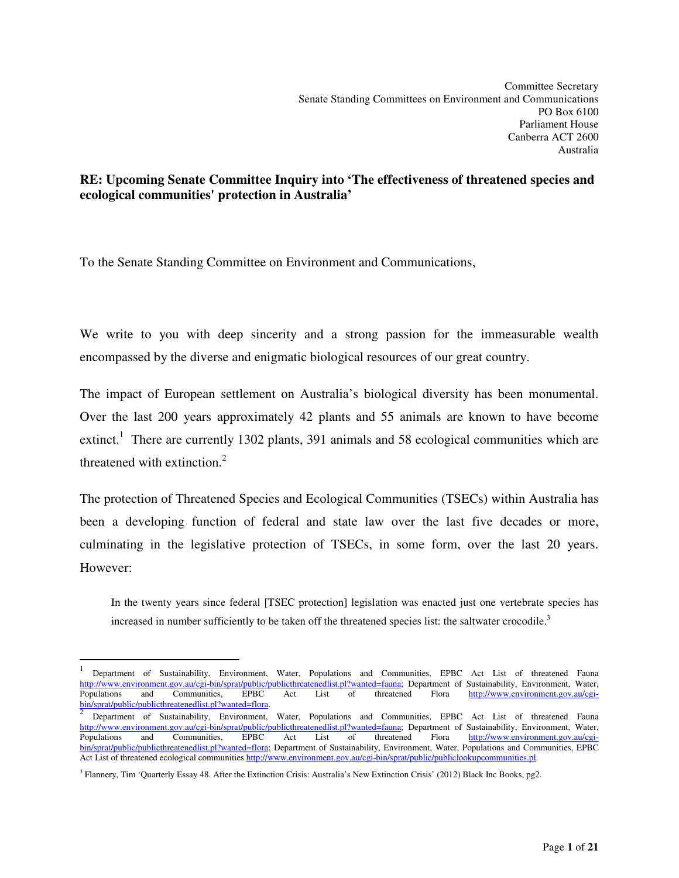Committee Secretary
Senate Standing Committees on Environment and Communications
PO Box 6100
Parliament House
Canberra ACT 2600
Australia

**RE: Upcoming Senate Committee Inquiry into 'The effectiveness of threatened species and ecological communities' protection in Australia'**

To the Senate Standing Committee on Environment and Communications,

We write to you with deep sincerity and a strong passion for the immeasurable wealth encompassed by the diverse and enigmatic biological resources of our great country.

The impact of European settlement on Australia's biological diversity has been monumental. Over the last 200 years approximately 42 plants and 55 animals are known to have become extinct.[1] There are currently 1302 plants, 391 animals and 58 ecological communities which are threatened with extinction.[2]

The protection of Threatened Species and Ecological Communities (TSECs) within Australia has been a developing function of federal and state law over the last five decades or more, culminating in the legislative protection of TSECs, in some form, over the last 20 years. However:

> In the twenty years since federal [TSEC protection] legislation was enacted just one vertebrate species has increased in number sufficiently to be taken off the threatened species list: the saltwater crocodile.[3]

---

[1] Department of Sustainability, Environment, Water, Populations and Communities, EPBC Act List of threatened Fauna http://www.environment.gov.au/cgi-bin/sprat/public/publicthreatenedlist.pl?wanted=fauna; Department of Sustainability, Environment, Water, Populations and Communities, EPBC Act List of threatened Flora http://www.environment.gov.au/cgi-bin/sprat/public/publicthreatenedlist.pl?wanted=flora.

[2] Department of Sustainability, Environment, Water, Populations and Communities, EPBC Act List of threatened Fauna http://www.environment.gov.au/cgi-bin/sprat/public/publicthreatenedlist.pl?wanted=fauna; Department of Sustainability, Environment, Water, Populations and Communities, EPBC Act List of threatened Flora http://www.environment.gov.au/cgi-bin/sprat/public/publicthreatenedlist.pl?wanted=flora; Department of Sustainability, Environment, Water, Populations and Communities, EPBC Act List of threatened ecological communities http://www.environment.gov.au/cgi-bin/sprat/public/publiclookupcommunities.pl.

[3] Flannery, Tim 'Quarterly Essay 48. After the Extinction Crisis: Australia's New Extinction Crisis' (2012) Black Inc Books, pg2.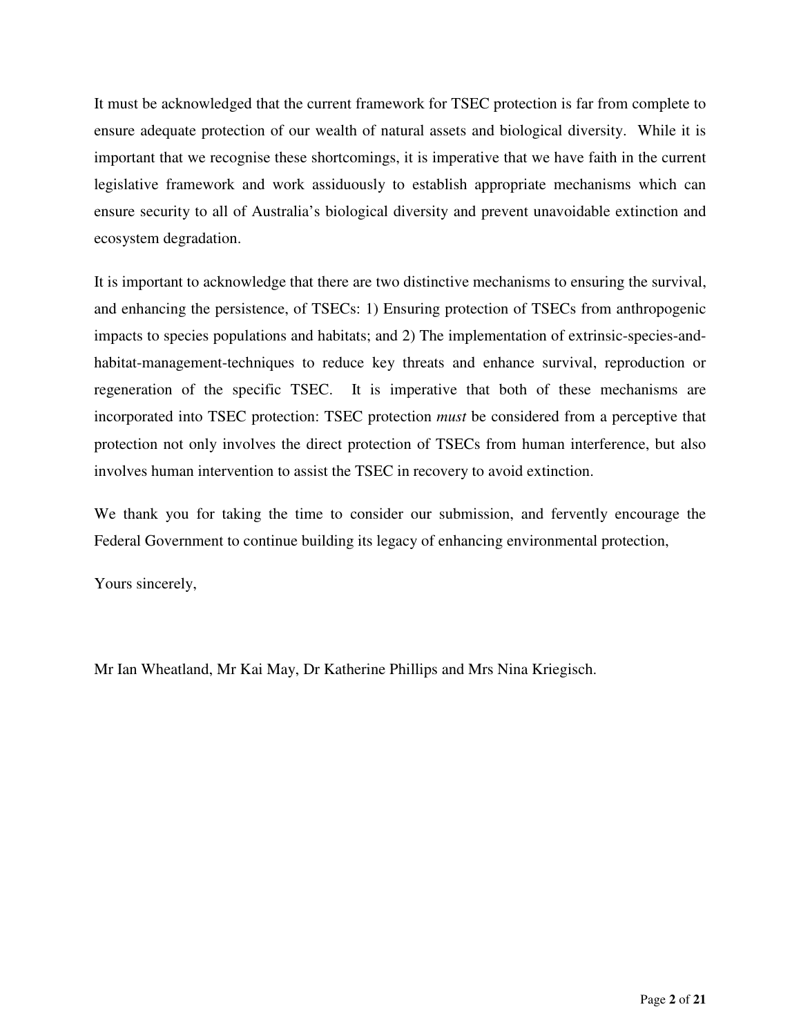It must be acknowledged that the current framework for TSEC protection is far from complete to ensure adequate protection of our wealth of natural assets and biological diversity. While it is important that we recognise these shortcomings, it is imperative that we have faith in the current legislative framework and work assiduously to establish appropriate mechanisms which can ensure security to all of Australia's biological diversity and prevent unavoidable extinction and ecosystem degradation.

It is important to acknowledge that there are two distinctive mechanisms to ensuring the survival, and enhancing the persistence, of TSECs: 1) Ensuring protection of TSECs from anthropogenic impacts to species populations and habitats; and 2) The implementation of extrinsic-species-and-habitat-management-techniques to reduce key threats and enhance survival, reproduction or regeneration of the specific TSEC. It is imperative that both of these mechanisms are incorporated into TSEC protection: TSEC protection *must* be considered from a perceptive that protection not only involves the direct protection of TSECs from human interference, but also involves human intervention to assist the TSEC in recovery to avoid extinction.

We thank you for taking the time to consider our submission, and fervently encourage the Federal Government to continue building its legacy of enhancing environmental protection,

Yours sincerely,

Mr Ian Wheatland, Mr Kai May, Dr Katherine Phillips and Mrs Nina Kriegisch.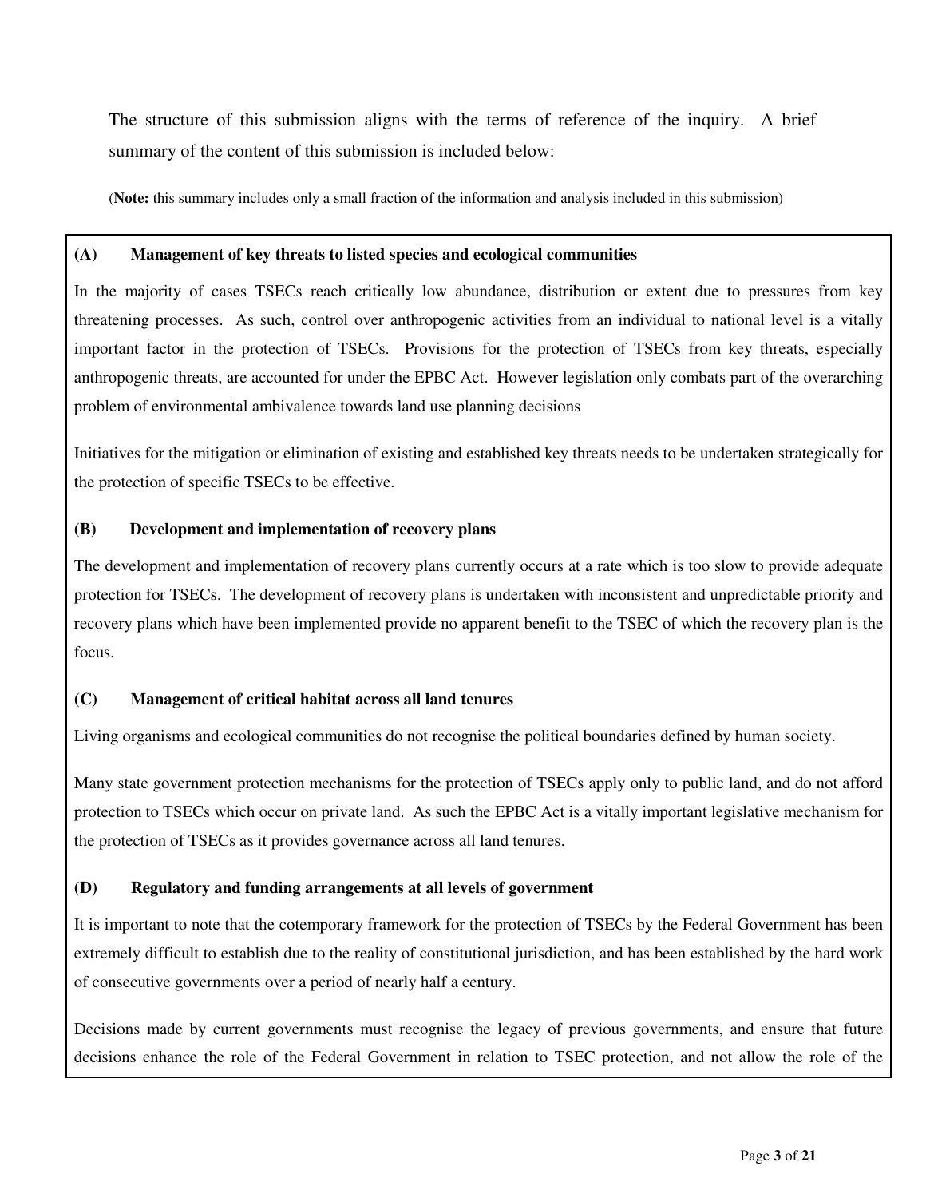The structure of this submission aligns with the terms of reference of the inquiry. A brief summary of the content of this submission is included below:

(**Note:** this summary includes only a small fraction of the information and analysis included in this submission)

**(A) Management of key threats to listed species and ecological communities**

In the majority of cases TSECs reach critically low abundance, distribution or extent due to pressures from key threatening processes. As such, control over anthropogenic activities from an individual to national level is a vitally important factor in the protection of TSECs. Provisions for the protection of TSECs from key threats, especially anthropogenic threats, are accounted for under the EPBC Act. However legislation only combats part of the overarching problem of environmental ambivalence towards land use planning decisions

Initiatives for the mitigation or elimination of existing and established key threats needs to be undertaken strategically for the protection of specific TSECs to be effective.

**(B) Development and implementation of recovery plans**

The development and implementation of recovery plans currently occurs at a rate which is too slow to provide adequate protection for TSECs. The development of recovery plans is undertaken with inconsistent and unpredictable priority and recovery plans which have been implemented provide no apparent benefit to the TSEC of which the recovery plan is the focus.

**(C) Management of critical habitat across all land tenures**

Living organisms and ecological communities do not recognise the political boundaries defined by human society.

Many state government protection mechanisms for the protection of TSECs apply only to public land, and do not afford protection to TSECs which occur on private land. As such the EPBC Act is a vitally important legislative mechanism for the protection of TSECs as it provides governance across all land tenures.

**(D) Regulatory and funding arrangements at all levels of government**

It is important to note that the cotemporary framework for the protection of TSECs by the Federal Government has been extremely difficult to establish due to the reality of constitutional jurisdiction, and has been established by the hard work of consecutive governments over a period of nearly half a century.

Decisions made by current governments must recognise the legacy of previous governments, and ensure that future decisions enhance the role of the Federal Government in relation to TSEC protection, and not allow the role of the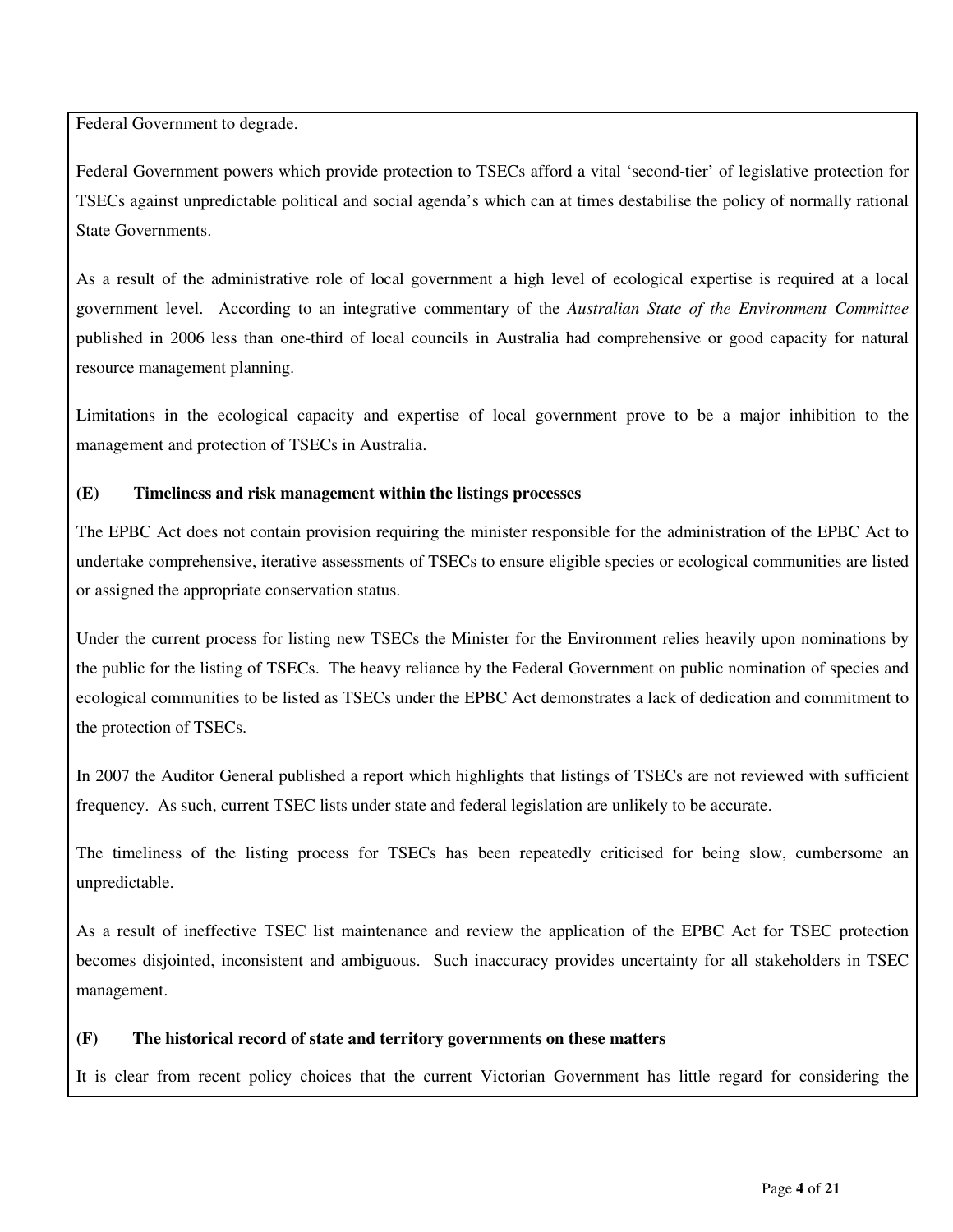Federal Government to degrade.

Federal Government powers which provide protection to TSECs afford a vital 'second-tier' of legislative protection for TSECs against unpredictable political and social agenda's which can at times destabilise the policy of normally rational State Governments.

As a result of the administrative role of local government a high level of ecological expertise is required at a local government level. According to an integrative commentary of the *Australian State of the Environment Committee* published in 2006 less than one-third of local councils in Australia had comprehensive or good capacity for natural resource management planning.

Limitations in the ecological capacity and expertise of local government prove to be a major inhibition to the management and protection of TSECs in Australia.

**(E) Timeliness and risk management within the listings processes**

The EPBC Act does not contain provision requiring the minister responsible for the administration of the EPBC Act to undertake comprehensive, iterative assessments of TSECs to ensure eligible species or ecological communities are listed or assigned the appropriate conservation status.

Under the current process for listing new TSECs the Minister for the Environment relies heavily upon nominations by the public for the listing of TSECs. The heavy reliance by the Federal Government on public nomination of species and ecological communities to be listed as TSECs under the EPBC Act demonstrates a lack of dedication and commitment to the protection of TSECs.

In 2007 the Auditor General published a report which highlights that listings of TSECs are not reviewed with sufficient frequency. As such, current TSEC lists under state and federal legislation are unlikely to be accurate.

The timeliness of the listing process for TSECs has been repeatedly criticised for being slow, cumbersome an unpredictable.

As a result of ineffective TSEC list maintenance and review the application of the EPBC Act for TSEC protection becomes disjointed, inconsistent and ambiguous. Such inaccuracy provides uncertainty for all stakeholders in TSEC management.

**(F) The historical record of state and territory governments on these matters**

It is clear from recent policy choices that the current Victorian Government has little regard for considering the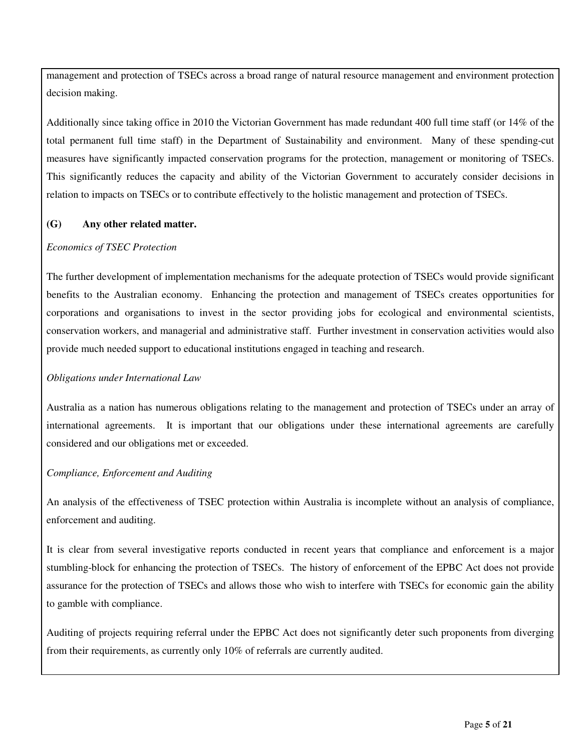management and protection of TSECs across a broad range of natural resource management and environment protection decision making.

Additionally since taking office in 2010 the Victorian Government has made redundant 400 full time staff (or 14% of the total permanent full time staff) in the Department of Sustainability and environment. Many of these spending-cut measures have significantly impacted conservation programs for the protection, management or monitoring of TSECs. This significantly reduces the capacity and ability of the Victorian Government to accurately consider decisions in relation to impacts on TSECs or to contribute effectively to the holistic management and protection of TSECs.

**(G) Any other related matter.**

*Economics of TSEC Protection*

The further development of implementation mechanisms for the adequate protection of TSECs would provide significant benefits to the Australian economy. Enhancing the protection and management of TSECs creates opportunities for corporations and organisations to invest in the sector providing jobs for ecological and environmental scientists, conservation workers, and managerial and administrative staff. Further investment in conservation activities would also provide much needed support to educational institutions engaged in teaching and research.

*Obligations under International Law*

Australia as a nation has numerous obligations relating to the management and protection of TSECs under an array of international agreements. It is important that our obligations under these international agreements are carefully considered and our obligations met or exceeded.

*Compliance, Enforcement and Auditing*

An analysis of the effectiveness of TSEC protection within Australia is incomplete without an analysis of compliance, enforcement and auditing.

It is clear from several investigative reports conducted in recent years that compliance and enforcement is a major stumbling-block for enhancing the protection of TSECs. The history of enforcement of the EPBC Act does not provide assurance for the protection of TSECs and allows those who wish to interfere with TSECs for economic gain the ability to gamble with compliance.

Auditing of projects requiring referral under the EPBC Act does not significantly deter such proponents from diverging from their requirements, as currently only 10% of referrals are currently audited.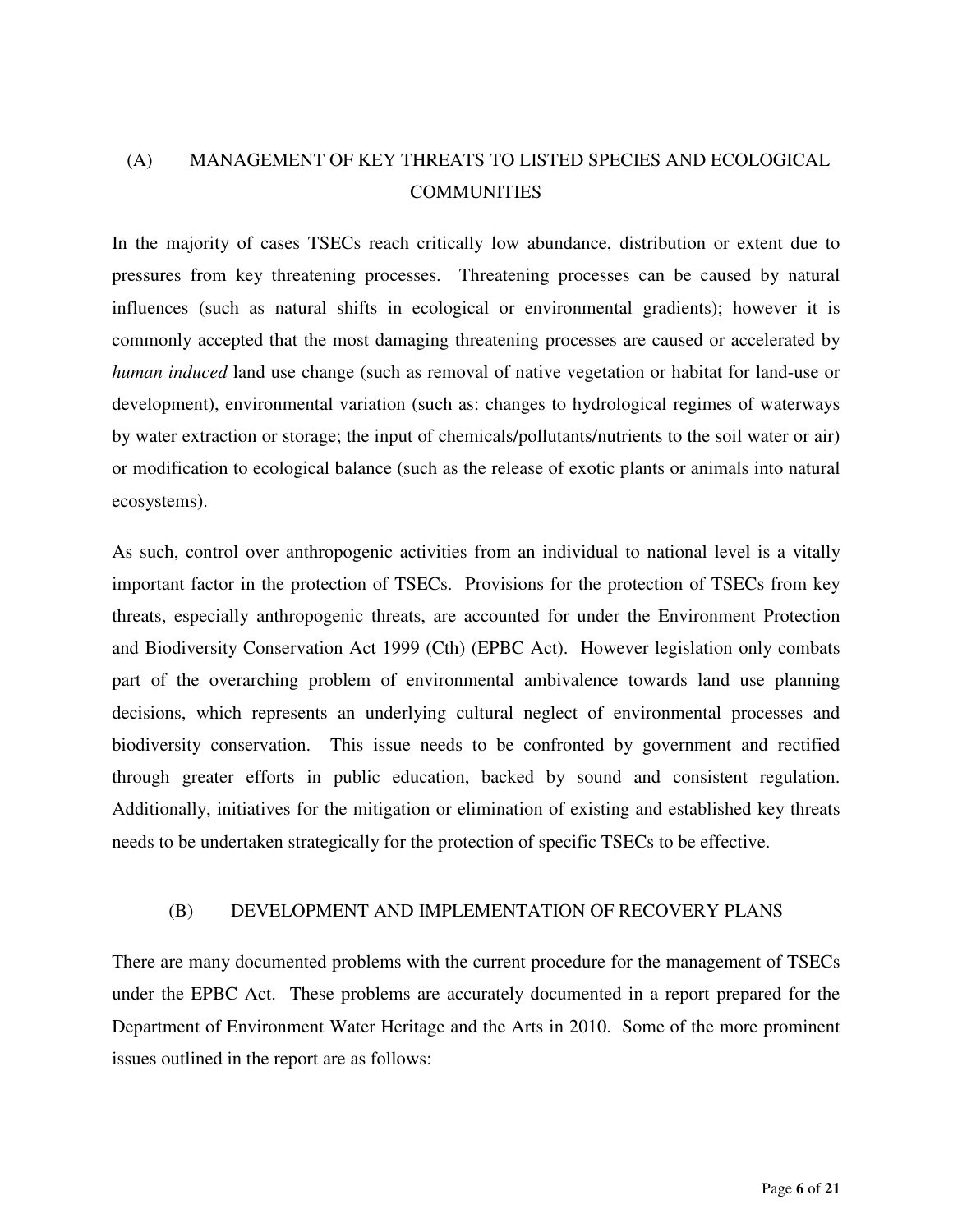## (A) MANAGEMENT OF KEY THREATS TO LISTED SPECIES AND ECOLOGICAL COMMUNITIES

In the majority of cases TSECs reach critically low abundance, distribution or extent due to pressures from key threatening processes. Threatening processes can be caused by natural influences (such as natural shifts in ecological or environmental gradients); however it is commonly accepted that the most damaging threatening processes are caused or accelerated by *human induced* land use change (such as removal of native vegetation or habitat for land-use or development), environmental variation (such as: changes to hydrological regimes of waterways by water extraction or storage; the input of chemicals/pollutants/nutrients to the soil water or air) or modification to ecological balance (such as the release of exotic plants or animals into natural ecosystems).

As such, control over anthropogenic activities from an individual to national level is a vitally important factor in the protection of TSECs. Provisions for the protection of TSECs from key threats, especially anthropogenic threats, are accounted for under the Environment Protection and Biodiversity Conservation Act 1999 (Cth) (EPBC Act). However legislation only combats part of the overarching problem of environmental ambivalence towards land use planning decisions, which represents an underlying cultural neglect of environmental processes and biodiversity conservation. This issue needs to be confronted by government and rectified through greater efforts in public education, backed by sound and consistent regulation. Additionally, initiatives for the mitigation or elimination of existing and established key threats needs to be undertaken strategically for the protection of specific TSECs to be effective.

## (B) DEVELOPMENT AND IMPLEMENTATION OF RECOVERY PLANS

There are many documented problems with the current procedure for the management of TSECs under the EPBC Act. These problems are accurately documented in a report prepared for the Department of Environment Water Heritage and the Arts in 2010. Some of the more prominent issues outlined in the report are as follows: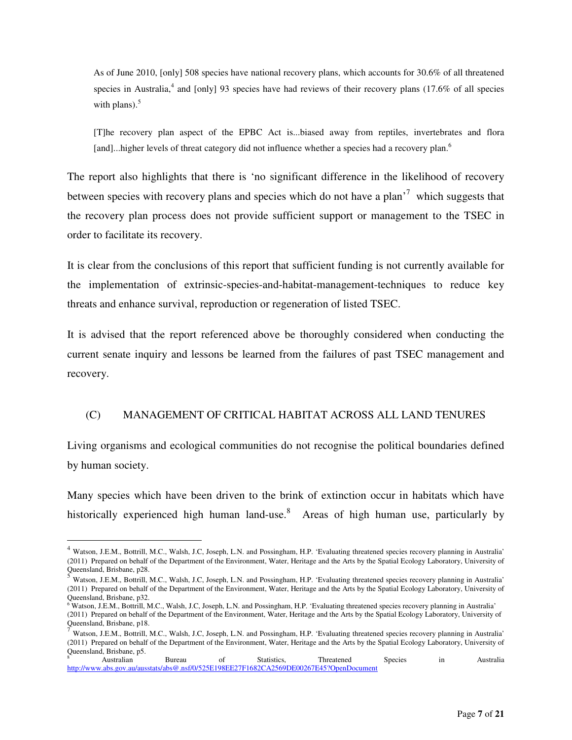> As of June 2010, [only] 508 species have national recovery plans, which accounts for 30.6% of all threatened species in Australia,[4] and [only] 93 species have had reviews of their recovery plans (17.6% of all species with plans).[5]
>
> [T]he recovery plan aspect of the EPBC Act is...biased away from reptiles, invertebrates and flora [and]...higher levels of threat category did not influence whether a species had a recovery plan.[6]

The report also highlights that there is 'no significant difference in the likelihood of recovery between species with recovery plans and species which do not have a plan'[7] which suggests that the recovery plan process does not provide sufficient support or management to the TSEC in order to facilitate its recovery.

It is clear from the conclusions of this report that sufficient funding is not currently available for the implementation of extrinsic-species-and-habitat-management-techniques to reduce key threats and enhance survival, reproduction or regeneration of listed TSEC.

It is advised that the report referenced above be thoroughly considered when conducting the current senate inquiry and lessons be learned from the failures of past TSEC management and recovery.

## (C) MANAGEMENT OF CRITICAL HABITAT ACROSS ALL LAND TENURES

Living organisms and ecological communities do not recognise the political boundaries defined by human society.

Many species which have been driven to the brink of extinction occur in habitats which have historically experienced high human land-use.[8] Areas of high human use, particularly by

---

[4] Watson, J.E.M., Bottrill, M.C., Walsh, J.C, Joseph, L.N. and Possingham, H.P. 'Evaluating threatened species recovery planning in Australia' (2011) Prepared on behalf of the Department of the Environment, Water, Heritage and the Arts by the Spatial Ecology Laboratory, University of Queensland, Brisbane, p28.

[5] Watson, J.E.M., Bottrill, M.C., Walsh, J.C, Joseph, L.N. and Possingham, H.P. 'Evaluating threatened species recovery planning in Australia' (2011) Prepared on behalf of the Department of the Environment, Water, Heritage and the Arts by the Spatial Ecology Laboratory, University of Queensland, Brisbane, p32.

[6] Watson, J.E.M., Bottrill, M.C., Walsh, J.C, Joseph, L.N. and Possingham, H.P. 'Evaluating threatened species recovery planning in Australia' (2011) Prepared on behalf of the Department of the Environment, Water, Heritage and the Arts by the Spatial Ecology Laboratory, University of Queensland, Brisbane, p18.

[7] Watson, J.E.M., Bottrill, M.C., Walsh, J.C, Joseph, L.N. and Possingham, H.P. 'Evaluating threatened species recovery planning in Australia' (2011) Prepared on behalf of the Department of the Environment, Water, Heritage and the Arts by the Spatial Ecology Laboratory, University of Queensland, Brisbane, p5.

[8] Australian Bureau of Statistics, Threatened Species in Australia http://www.abs.gov.au/ausstats/abs@.nsf/0/525E198EE27F1682CA2569DE00267E45?OpenDocument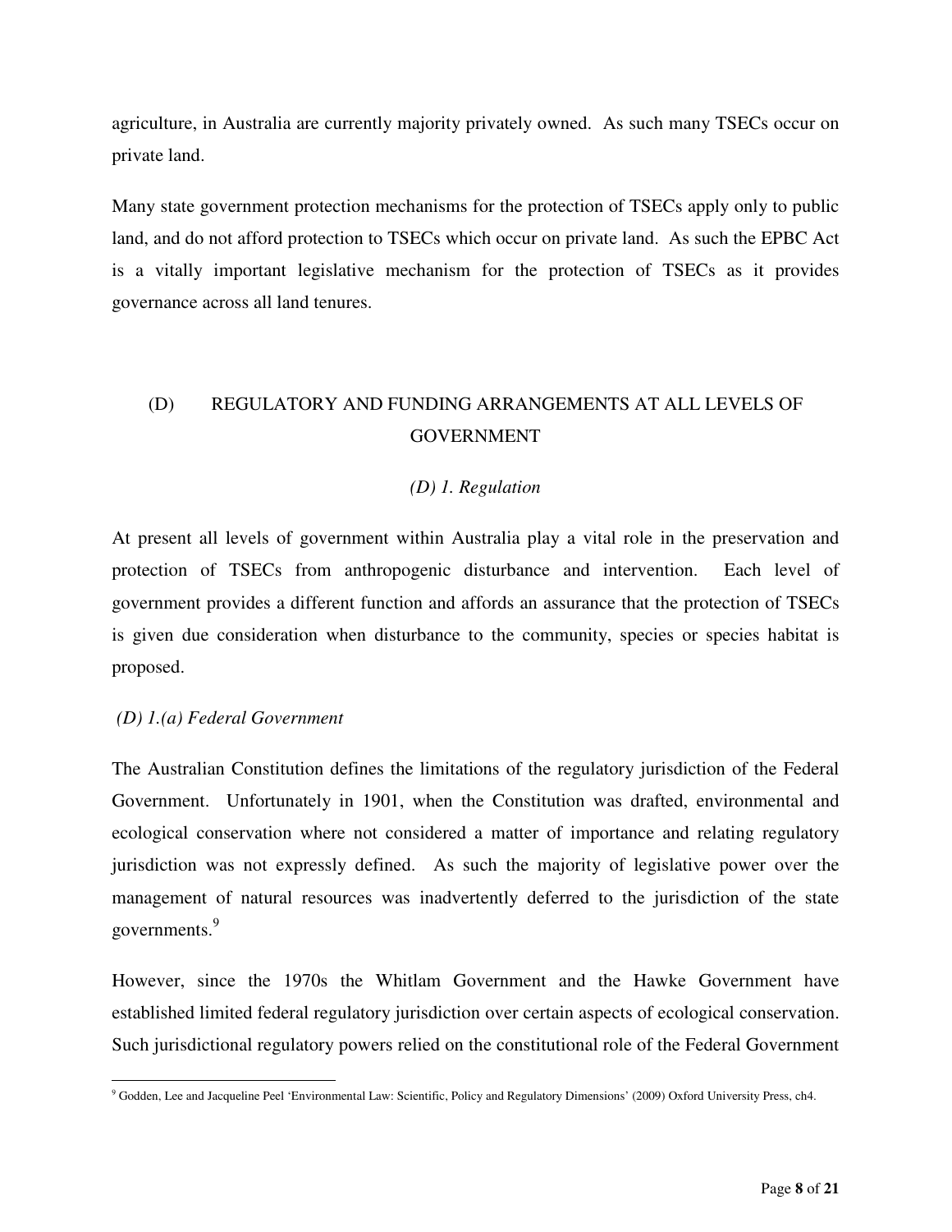agriculture, in Australia are currently majority privately owned. As such many TSECs occur on private land.

Many state government protection mechanisms for the protection of TSECs apply only to public land, and do not afford protection to TSECs which occur on private land. As such the EPBC Act is a vitally important legislative mechanism for the protection of TSECs as it provides governance across all land tenures.

## (D) REGULATORY AND FUNDING ARRANGEMENTS AT ALL LEVELS OF GOVERNMENT

### *(D) 1. Regulation*

At present all levels of government within Australia play a vital role in the preservation and protection of TSECs from anthropogenic disturbance and intervention. Each level of government provides a different function and affords an assurance that the protection of TSECs is given due consideration when disturbance to the community, species or species habitat is proposed.

#### *(D) 1.(a) Federal Government*

The Australian Constitution defines the limitations of the regulatory jurisdiction of the Federal Government. Unfortunately in 1901, when the Constitution was drafted, environmental and ecological conservation where not considered a matter of importance and relating regulatory jurisdiction was not expressly defined. As such the majority of legislative power over the management of natural resources was inadvertently deferred to the jurisdiction of the state governments.[9]

However, since the 1970s the Whitlam Government and the Hawke Government have established limited federal regulatory jurisdiction over certain aspects of ecological conservation. Such jurisdictional regulatory powers relied on the constitutional role of the Federal Government

---

[9] Godden, Lee and Jacqueline Peel 'Environmental Law: Scientific, Policy and Regulatory Dimensions' (2009) Oxford University Press, ch4.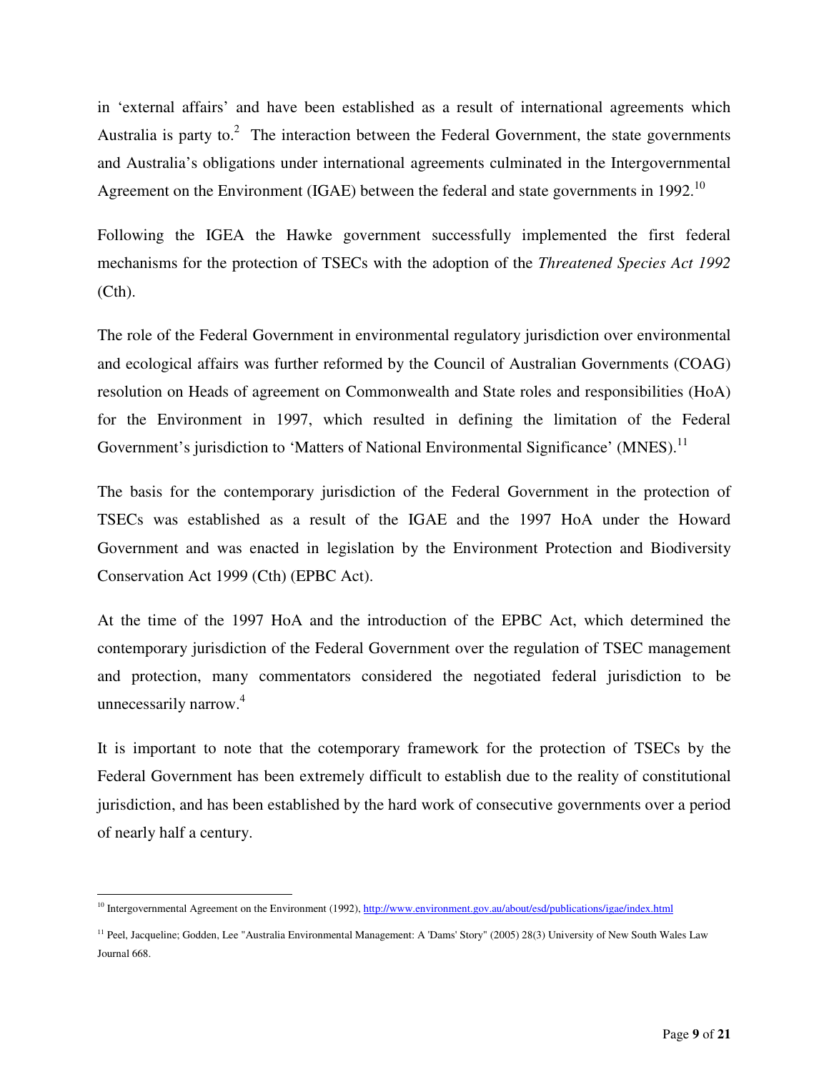in 'external affairs' and have been established as a result of international agreements which Australia is party to.[2] The interaction between the Federal Government, the state governments and Australia's obligations under international agreements culminated in the Intergovernmental Agreement on the Environment (IGAE) between the federal and state governments in 1992.[10]

Following the IGEA the Hawke government successfully implemented the first federal mechanisms for the protection of TSECs with the adoption of the *Threatened Species Act 1992* (Cth).

The role of the Federal Government in environmental regulatory jurisdiction over environmental and ecological affairs was further reformed by the Council of Australian Governments (COAG) resolution on Heads of agreement on Commonwealth and State roles and responsibilities (HoA) for the Environment in 1997, which resulted in defining the limitation of the Federal Government's jurisdiction to 'Matters of National Environmental Significance' (MNES).[11]

The basis for the contemporary jurisdiction of the Federal Government in the protection of TSECs was established as a result of the IGAE and the 1997 HoA under the Howard Government and was enacted in legislation by the Environment Protection and Biodiversity Conservation Act 1999 (Cth) (EPBC Act).

At the time of the 1997 HoA and the introduction of the EPBC Act, which determined the contemporary jurisdiction of the Federal Government over the regulation of TSEC management and protection, many commentators considered the negotiated federal jurisdiction to be unnecessarily narrow.[4]

It is important to note that the cotemporary framework for the protection of TSECs by the Federal Government has been extremely difficult to establish due to the reality of constitutional jurisdiction, and has been established by the hard work of consecutive governments over a period of nearly half a century.

---

[10] Intergovernmental Agreement on the Environment (1992), http://www.environment.gov.au/about/esd/publications/igae/index.html

[11] Peel, Jacqueline; Godden, Lee "Australia Environmental Management: A 'Dams' Story" (2005) 28(3) University of New South Wales Law Journal 668.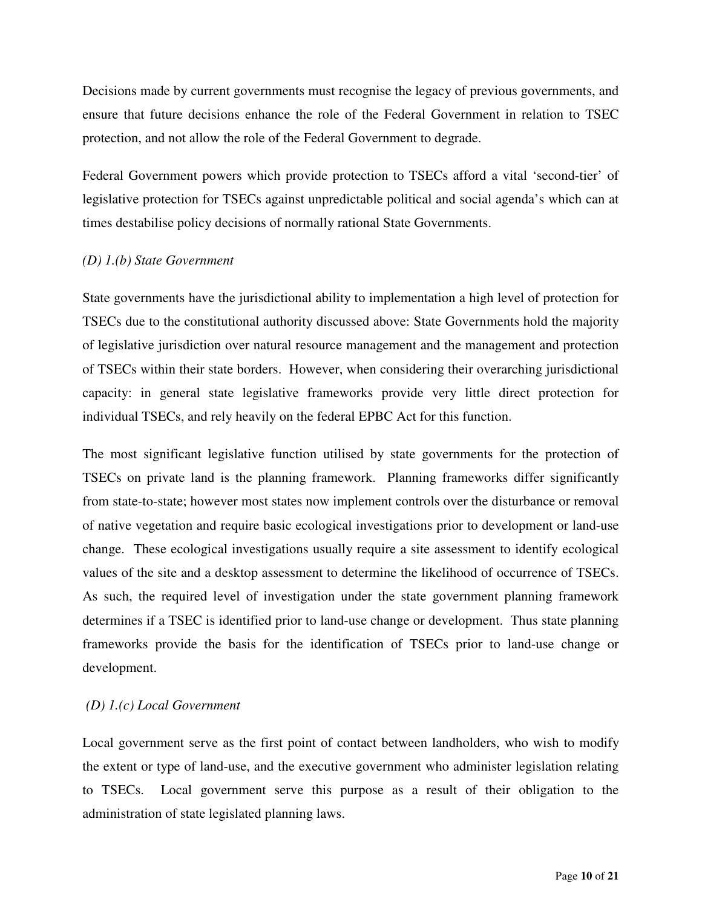Decisions made by current governments must recognise the legacy of previous governments, and ensure that future decisions enhance the role of the Federal Government in relation to TSEC protection, and not allow the role of the Federal Government to degrade.

Federal Government powers which provide protection to TSECs afford a vital 'second-tier' of legislative protection for TSECs against unpredictable political and social agenda's which can at times destabilise policy decisions of normally rational State Governments.

### *(D) 1.(b) State Government*

State governments have the jurisdictional ability to implementation a high level of protection for TSECs due to the constitutional authority discussed above: State Governments hold the majority of legislative jurisdiction over natural resource management and the management and protection of TSECs within their state borders. However, when considering their overarching jurisdictional capacity: in general state legislative frameworks provide very little direct protection for individual TSECs, and rely heavily on the federal EPBC Act for this function.

The most significant legislative function utilised by state governments for the protection of TSECs on private land is the planning framework. Planning frameworks differ significantly from state-to-state; however most states now implement controls over the disturbance or removal of native vegetation and require basic ecological investigations prior to development or land-use change. These ecological investigations usually require a site assessment to identify ecological values of the site and a desktop assessment to determine the likelihood of occurrence of TSECs. As such, the required level of investigation under the state government planning framework determines if a TSEC is identified prior to land-use change or development. Thus state planning frameworks provide the basis for the identification of TSECs prior to land-use change or development.

### *(D) 1.(c) Local Government*

Local government serve as the first point of contact between landholders, who wish to modify the extent or type of land-use, and the executive government who administer legislation relating to TSECs. Local government serve this purpose as a result of their obligation to the administration of state legislated planning laws.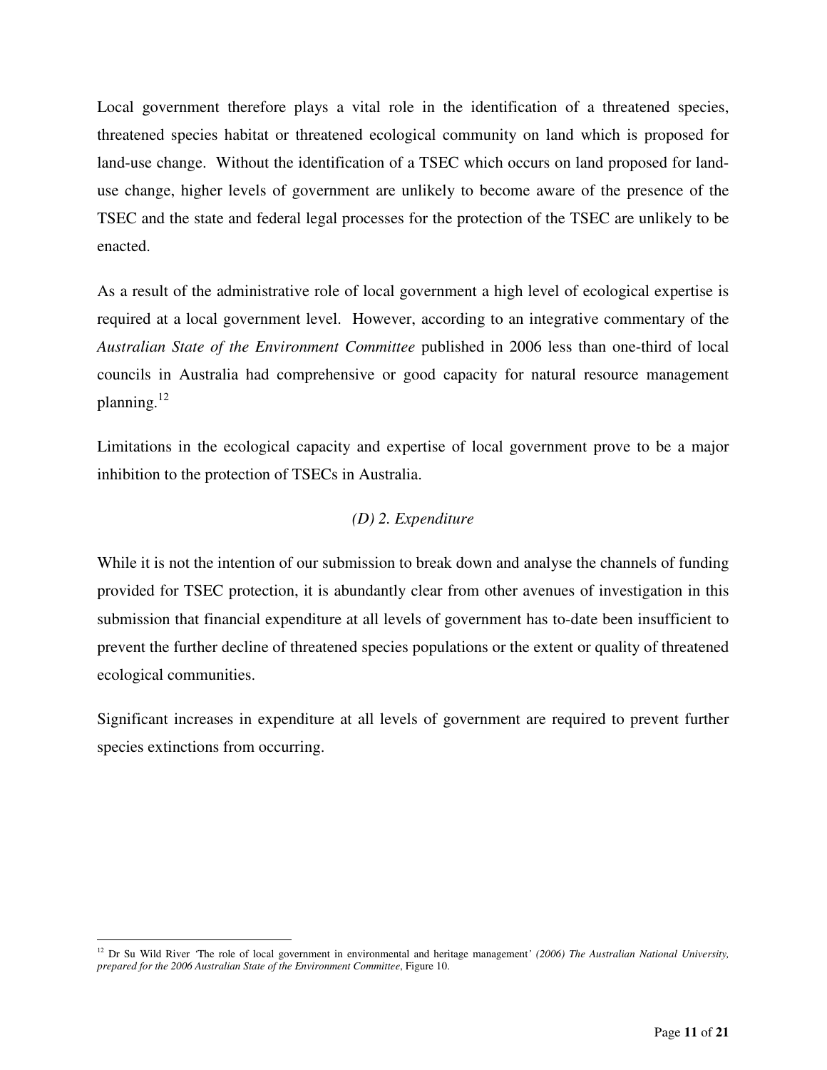Local government therefore plays a vital role in the identification of a threatened species, threatened species habitat or threatened ecological community on land which is proposed for land-use change. Without the identification of a TSEC which occurs on land proposed for land-use change, higher levels of government are unlikely to become aware of the presence of the TSEC and the state and federal legal processes for the protection of the TSEC are unlikely to be enacted.

As a result of the administrative role of local government a high level of ecological expertise is required at a local government level. However, according to an integrative commentary of the *Australian State of the Environment Committee* published in 2006 less than one-third of local councils in Australia had comprehensive or good capacity for natural resource management planning.[12]

Limitations in the ecological capacity and expertise of local government prove to be a major inhibition to the protection of TSECs in Australia.

### *(D) 2. Expenditure*

While it is not the intention of our submission to break down and analyse the channels of funding provided for TSEC protection, it is abundantly clear from other avenues of investigation in this submission that financial expenditure at all levels of government has to-date been insufficient to prevent the further decline of threatened species populations or the extent or quality of threatened ecological communities.

Significant increases in expenditure at all levels of government are required to prevent further species extinctions from occurring.

---

[12] Dr Su Wild River 'The role of local government in environmental and heritage management' *(2006) The Australian National University, prepared for the 2006 Australian State of the Environment Committee*, Figure 10.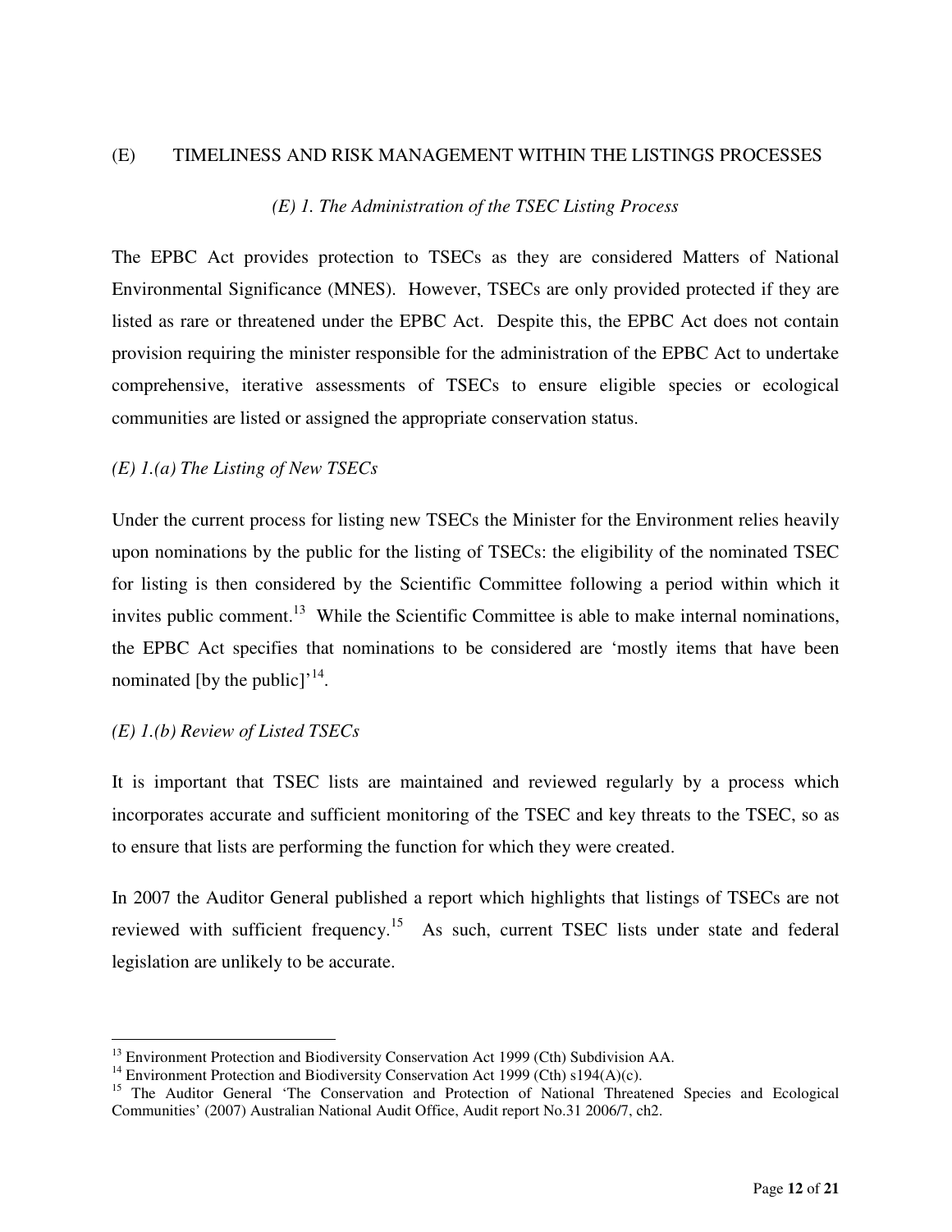## (E) TIMELINESS AND RISK MANAGEMENT WITHIN THE LISTINGS PROCESSES

### *(E) 1. The Administration of the TSEC Listing Process*

The EPBC Act provides protection to TSECs as they are considered Matters of National Environmental Significance (MNES). However, TSECs are only provided protected if they are listed as rare or threatened under the EPBC Act. Despite this, the EPBC Act does not contain provision requiring the minister responsible for the administration of the EPBC Act to undertake comprehensive, iterative assessments of TSECs to ensure eligible species or ecological communities are listed or assigned the appropriate conservation status.

#### *(E) 1.(a) The Listing of New TSECs*

Under the current process for listing new TSECs the Minister for the Environment relies heavily upon nominations by the public for the listing of TSECs: the eligibility of the nominated TSEC for listing is then considered by the Scientific Committee following a period within which it invites public comment.[13] While the Scientific Committee is able to make internal nominations, the EPBC Act specifies that nominations to be considered are 'mostly items that have been nominated [by the public]'[14].

#### *(E) 1.(b) Review of Listed TSECs*

It is important that TSEC lists are maintained and reviewed regularly by a process which incorporates accurate and sufficient monitoring of the TSEC and key threats to the TSEC, so as to ensure that lists are performing the function for which they were created.

In 2007 the Auditor General published a report which highlights that listings of TSECs are not reviewed with sufficient frequency.[15] As such, current TSEC lists under state and federal legislation are unlikely to be accurate.

---

[13] Environment Protection and Biodiversity Conservation Act 1999 (Cth) Subdivision AA.

[14] Environment Protection and Biodiversity Conservation Act 1999 (Cth) s194(A)(c).

[15] The Auditor General 'The Conservation and Protection of National Threatened Species and Ecological Communities' (2007) Australian National Audit Office, Audit report No.31 2006/7, ch2.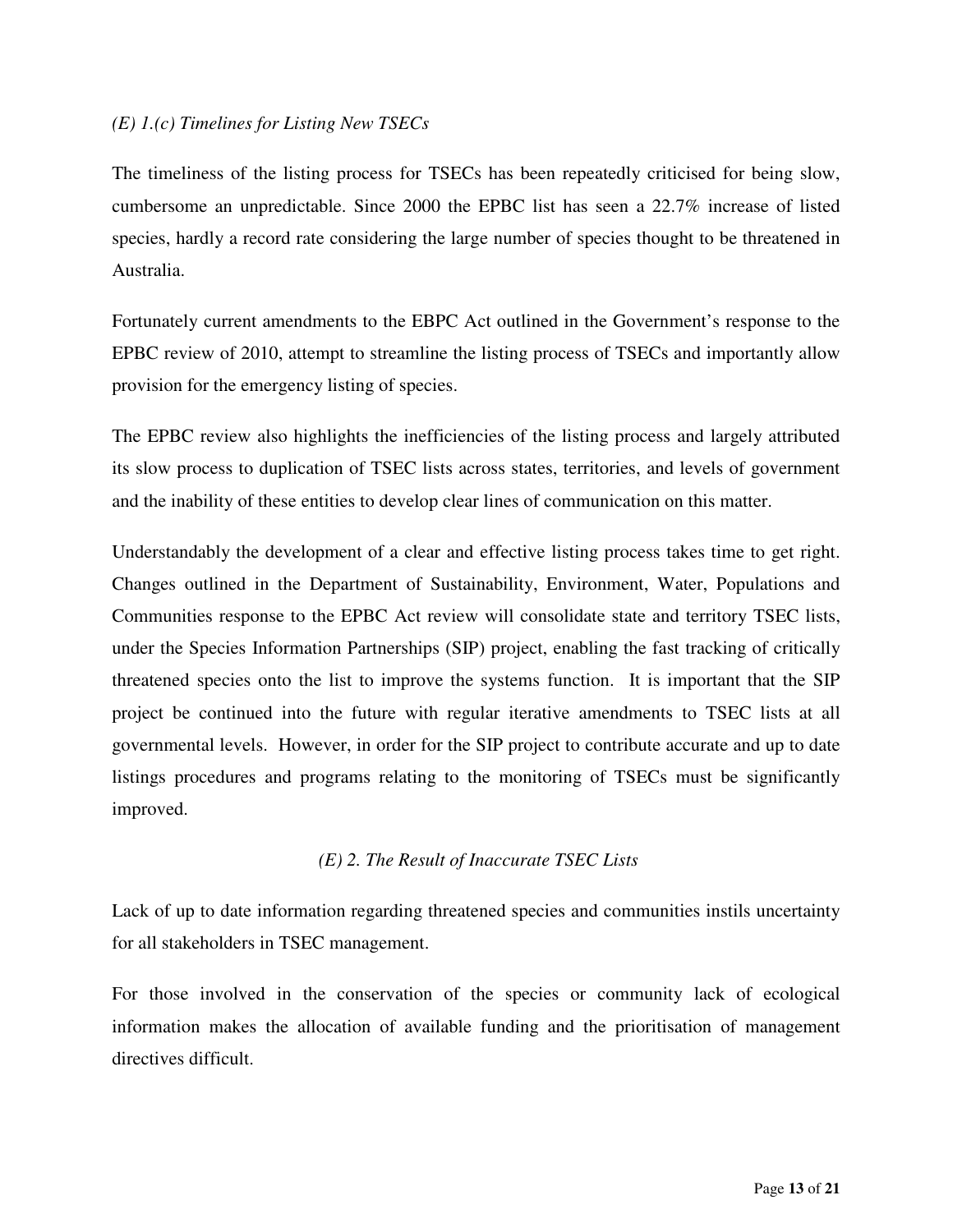*(E) 1.(c) Timelines for Listing New TSECs*

The timeliness of the listing process for TSECs has been repeatedly criticised for being slow, cumbersome an unpredictable. Since 2000 the EPBC list has seen a 22.7% increase of listed species, hardly a record rate considering the large number of species thought to be threatened in Australia.

Fortunately current amendments to the EBPC Act outlined in the Government's response to the EPBC review of 2010, attempt to streamline the listing process of TSECs and importantly allow provision for the emergency listing of species.

The EPBC review also highlights the inefficiencies of the listing process and largely attributed its slow process to duplication of TSEC lists across states, territories, and levels of government and the inability of these entities to develop clear lines of communication on this matter.

Understandably the development of a clear and effective listing process takes time to get right. Changes outlined in the Department of Sustainability, Environment, Water, Populations and Communities response to the EPBC Act review will consolidate state and territory TSEC lists, under the Species Information Partnerships (SIP) project, enabling the fast tracking of critically threatened species onto the list to improve the systems function. It is important that the SIP project be continued into the future with regular iterative amendments to TSEC lists at all governmental levels. However, in order for the SIP project to contribute accurate and up to date listings procedures and programs relating to the monitoring of TSECs must be significantly improved.

*(E) 2. The Result of Inaccurate TSEC Lists*

Lack of up to date information regarding threatened species and communities instils uncertainty for all stakeholders in TSEC management.

For those involved in the conservation of the species or community lack of ecological information makes the allocation of available funding and the prioritisation of management directives difficult.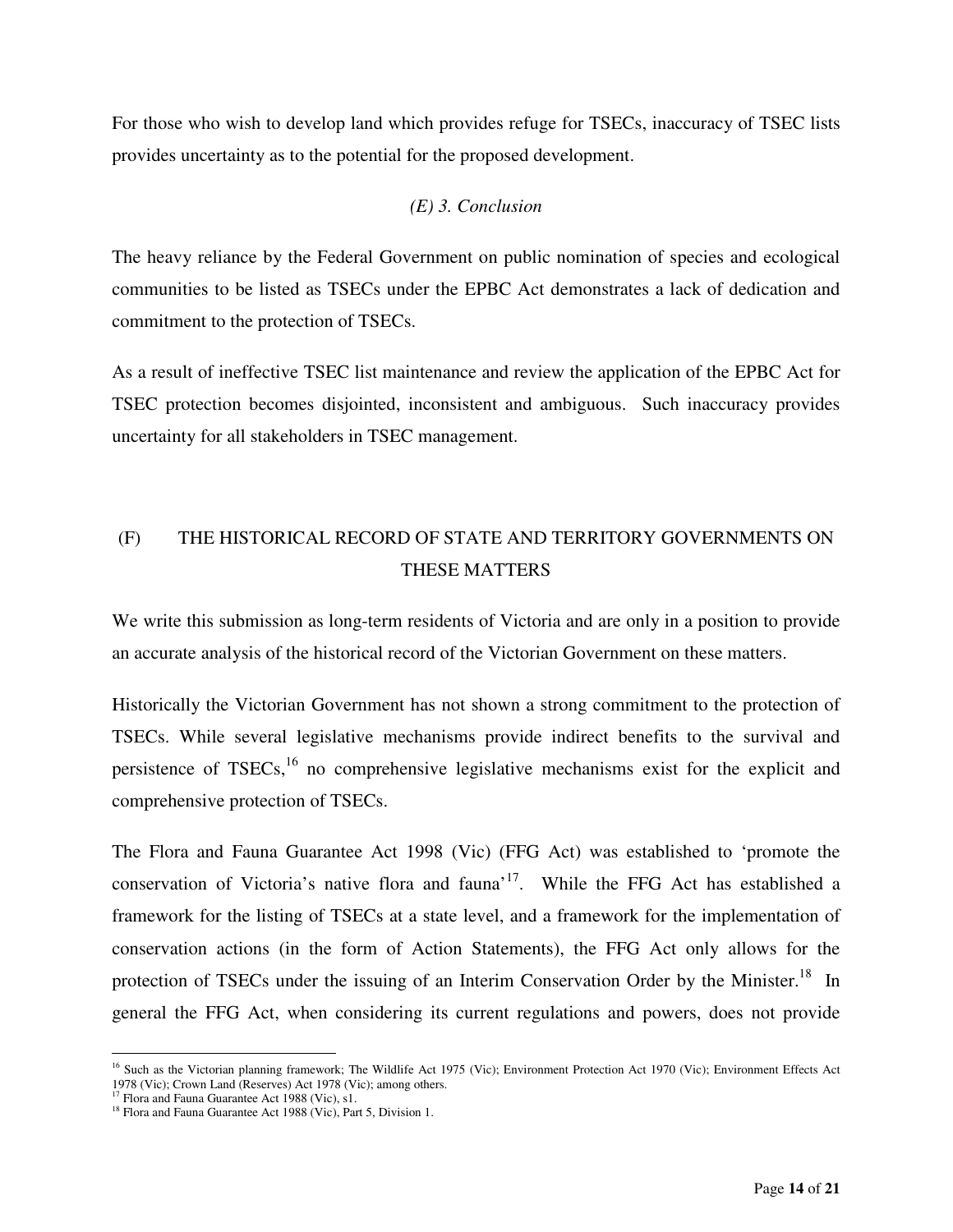For those who wish to develop land which provides refuge for TSECs, inaccuracy of TSEC lists provides uncertainty as to the potential for the proposed development.

### *(E) 3. Conclusion*

The heavy reliance by the Federal Government on public nomination of species and ecological communities to be listed as TSECs under the EPBC Act demonstrates a lack of dedication and commitment to the protection of TSECs.

As a result of ineffective TSEC list maintenance and review the application of the EPBC Act for TSEC protection becomes disjointed, inconsistent and ambiguous. Such inaccuracy provides uncertainty for all stakeholders in TSEC management.

## (F) THE HISTORICAL RECORD OF STATE AND TERRITORY GOVERNMENTS ON THESE MATTERS

We write this submission as long-term residents of Victoria and are only in a position to provide an accurate analysis of the historical record of the Victorian Government on these matters.

Historically the Victorian Government has not shown a strong commitment to the protection of TSECs. While several legislative mechanisms provide indirect benefits to the survival and persistence of TSECs,[16] no comprehensive legislative mechanisms exist for the explicit and comprehensive protection of TSECs.

The Flora and Fauna Guarantee Act 1998 (Vic) (FFG Act) was established to 'promote the conservation of Victoria's native flora and fauna'[17]. While the FFG Act has established a framework for the listing of TSECs at a state level, and a framework for the implementation of conservation actions (in the form of Action Statements), the FFG Act only allows for the protection of TSECs under the issuing of an Interim Conservation Order by the Minister.[18] In general the FFG Act, when considering its current regulations and powers, does not provide

---

[16] Such as the Victorian planning framework; The Wildlife Act 1975 (Vic); Environment Protection Act 1970 (Vic); Environment Effects Act 1978 (Vic); Crown Land (Reserves) Act 1978 (Vic); among others.

[17] Flora and Fauna Guarantee Act 1988 (Vic), s1.

[18] Flora and Fauna Guarantee Act 1988 (Vic), Part 5, Division 1.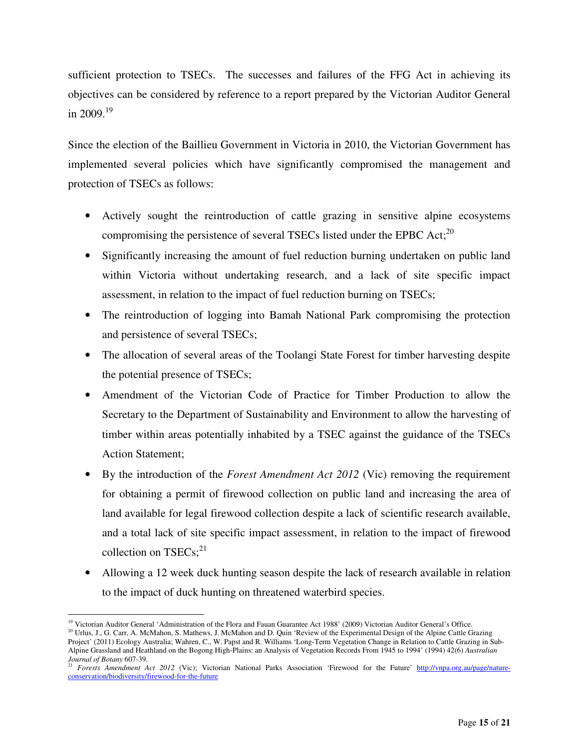sufficient protection to TSECs. The successes and failures of the FFG Act in achieving its objectives can be considered by reference to a report prepared by the Victorian Auditor General in 2009.[19]

Since the election of the Baillieu Government in Victoria in 2010, the Victorian Government has implemented several policies which have significantly compromised the management and protection of TSECs as follows:

- Actively sought the reintroduction of cattle grazing in sensitive alpine ecosystems compromising the persistence of several TSECs listed under the EPBC Act;[20]
- Significantly increasing the amount of fuel reduction burning undertaken on public land within Victoria without undertaking research, and a lack of site specific impact assessment, in relation to the impact of fuel reduction burning on TSECs;
- The reintroduction of logging into Bamah National Park compromising the protection and persistence of several TSECs;
- The allocation of several areas of the Toolangi State Forest for timber harvesting despite the potential presence of TSECs;
- Amendment of the Victorian Code of Practice for Timber Production to allow the Secretary to the Department of Sustainability and Environment to allow the harvesting of timber within areas potentially inhabited by a TSEC against the guidance of the TSECs Action Statement;
- By the introduction of the *Forest Amendment Act 2012* (Vic) removing the requirement for obtaining a permit of firewood collection on public land and increasing the area of land available for legal firewood collection despite a lack of scientific research available, and a total lack of site specific impact assessment, in relation to the impact of firewood collection on TSECs;[21]
- Allowing a 12 week duck hunting season despite the lack of research available in relation to the impact of duck hunting on threatened waterbird species.

---

[19] Victorian Auditor General 'Administration of the Flora and Fauan Guarantee Act 1988' (2009) Victorian Auditor General's Office.

[20] Urlus, J., G. Carr, A. McMahon, S. Mathews, J. McMahon and D. Quin 'Review of the Experimental Design of the Alpine Cattle Grazing Project' (2011) Ecology Australia; Wahren, C., W. Papst and R. Williams 'Long-Term Vegetation Change in Relation to Cattle Grazing in Sub-Alpine Grassland and Heathland on the Bogong High-Plains: an Analysis of Vegetation Records From 1945 to 1994' (1994) 42(6) *Australian Journal of Botany* 607-39.

[21] *Forests Amendment Act 2012* (Vic); Victorian National Parks Association 'Firewood for the Future' http://vnpa.org.au/page/nature-conservation/biodiversity/firewood-for-the-future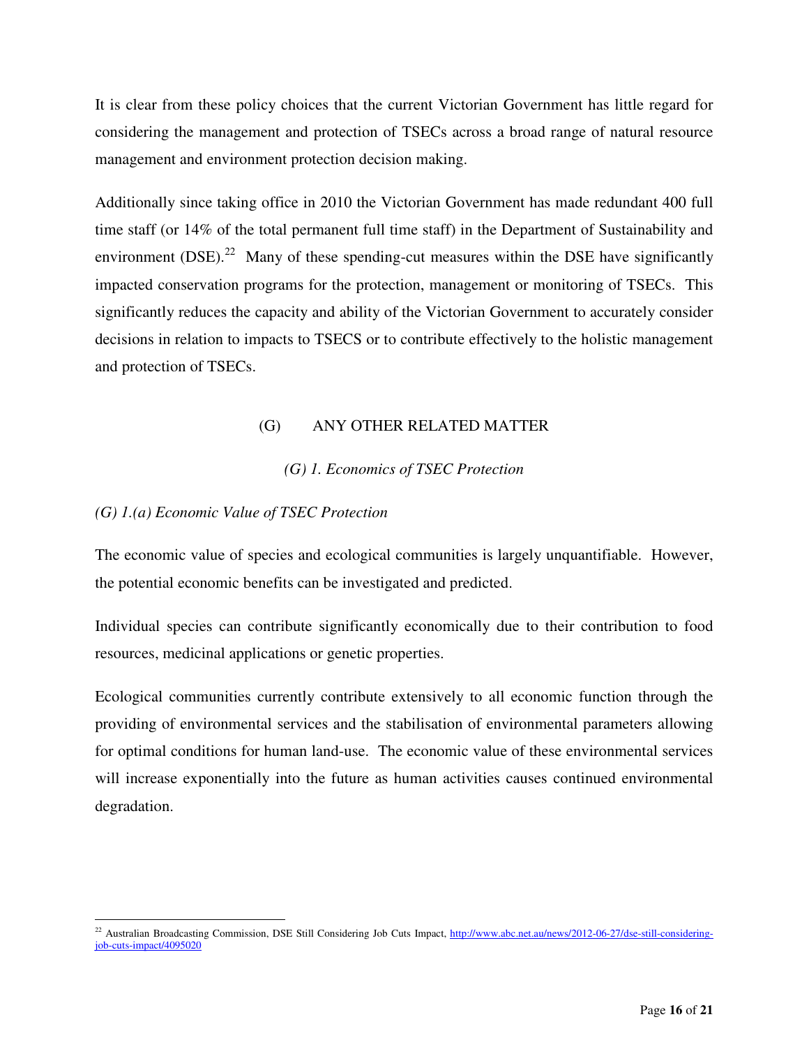It is clear from these policy choices that the current Victorian Government has little regard for considering the management and protection of TSECs across a broad range of natural resource management and environment protection decision making.

Additionally since taking office in 2010 the Victorian Government has made redundant 400 full time staff (or 14% of the total permanent full time staff) in the Department of Sustainability and environment (DSE).[22] Many of these spending-cut measures within the DSE have significantly impacted conservation programs for the protection, management or monitoring of TSECs. This significantly reduces the capacity and ability of the Victorian Government to accurately consider decisions in relation to impacts to TSECS or to contribute effectively to the holistic management and protection of TSECs.

## (G) ANY OTHER RELATED MATTER

### *(G) 1. Economics of TSEC Protection*

#### *(G) 1.(a) Economic Value of TSEC Protection*

The economic value of species and ecological communities is largely unquantifiable. However, the potential economic benefits can be investigated and predicted.

Individual species can contribute significantly economically due to their contribution to food resources, medicinal applications or genetic properties.

Ecological communities currently contribute extensively to all economic function through the providing of environmental services and the stabilisation of environmental parameters allowing for optimal conditions for human land-use. The economic value of these environmental services will increase exponentially into the future as human activities causes continued environmental degradation.

---

[22] Australian Broadcasting Commission, DSE Still Considering Job Cuts Impact, http://www.abc.net.au/news/2012-06-27/dse-still-considering-job-cuts-impact/4095020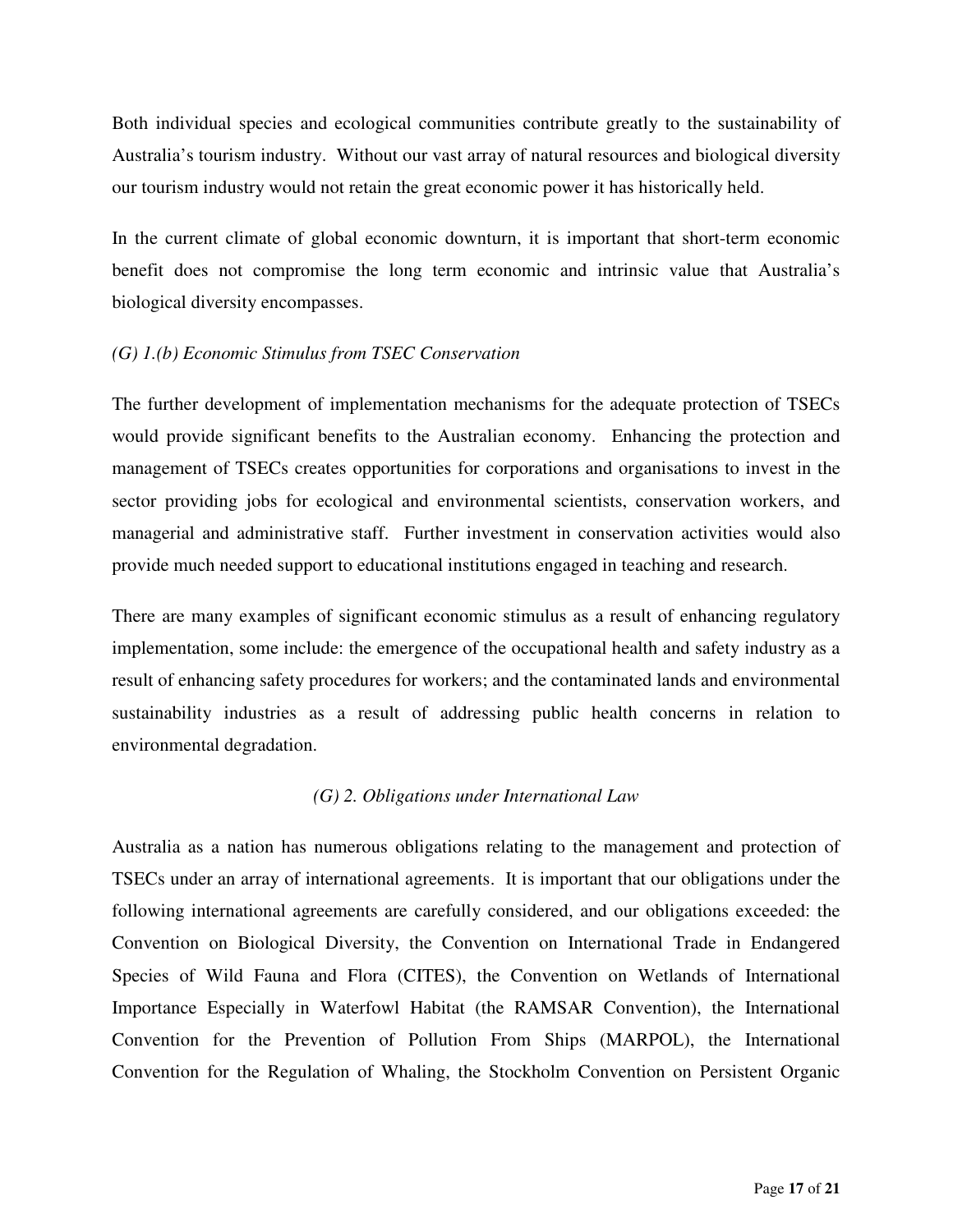Both individual species and ecological communities contribute greatly to the sustainability of Australia's tourism industry. Without our vast array of natural resources and biological diversity our tourism industry would not retain the great economic power it has historically held.

In the current climate of global economic downturn, it is important that short-term economic benefit does not compromise the long term economic and intrinsic value that Australia's biological diversity encompasses.

### *(G) 1.(b) Economic Stimulus from TSEC Conservation*

The further development of implementation mechanisms for the adequate protection of TSECs would provide significant benefits to the Australian economy. Enhancing the protection and management of TSECs creates opportunities for corporations and organisations to invest in the sector providing jobs for ecological and environmental scientists, conservation workers, and managerial and administrative staff. Further investment in conservation activities would also provide much needed support to educational institutions engaged in teaching and research.

There are many examples of significant economic stimulus as a result of enhancing regulatory implementation, some include: the emergence of the occupational health and safety industry as a result of enhancing safety procedures for workers; and the contaminated lands and environmental sustainability industries as a result of addressing public health concerns in relation to environmental degradation.

## *(G) 2. Obligations under International Law*

Australia as a nation has numerous obligations relating to the management and protection of TSECs under an array of international agreements. It is important that our obligations under the following international agreements are carefully considered, and our obligations exceeded: the Convention on Biological Diversity, the Convention on International Trade in Endangered Species of Wild Fauna and Flora (CITES), the Convention on Wetlands of International Importance Especially in Waterfowl Habitat (the RAMSAR Convention), the International Convention for the Prevention of Pollution From Ships (MARPOL), the International Convention for the Regulation of Whaling, the Stockholm Convention on Persistent Organic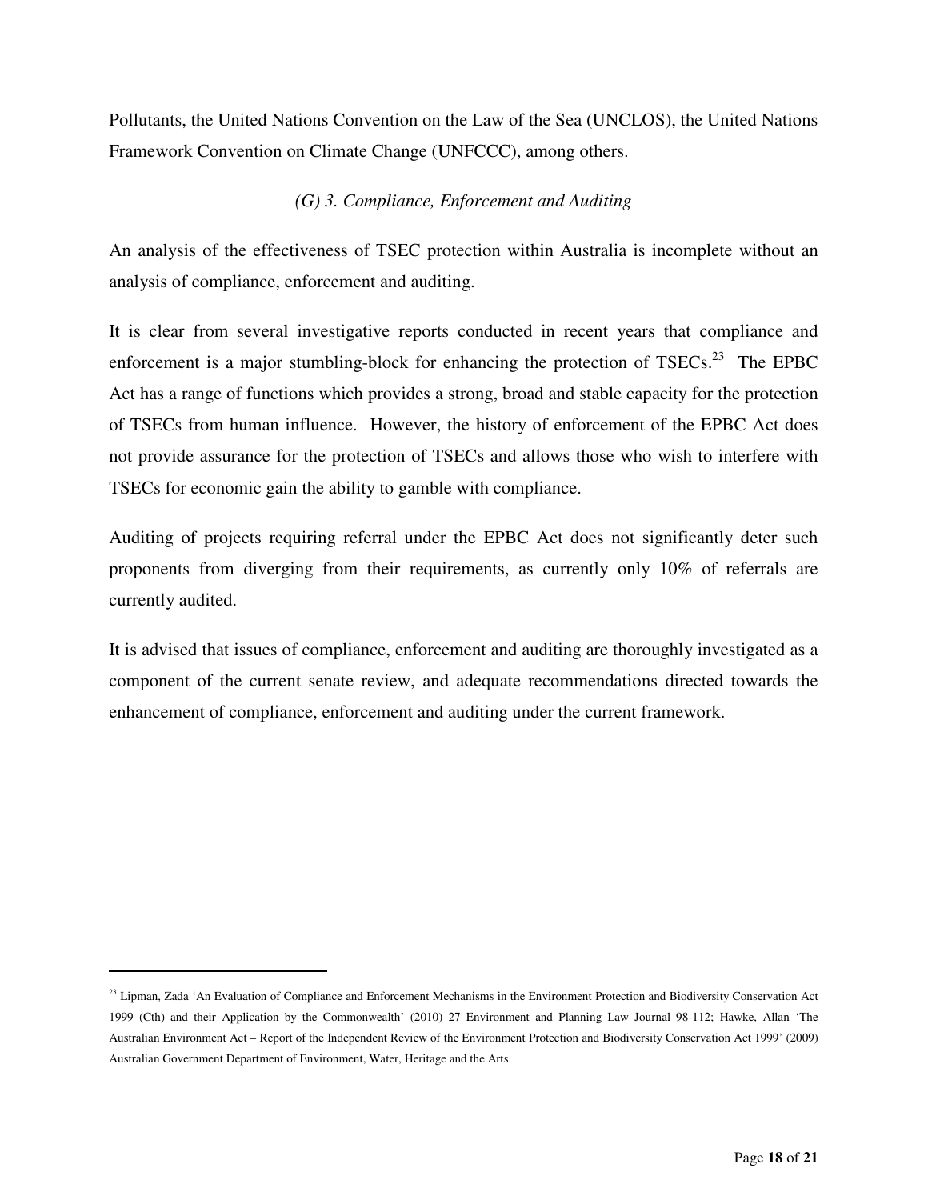Pollutants, the United Nations Convention on the Law of the Sea (UNCLOS), the United Nations Framework Convention on Climate Change (UNFCCC), among others.

### *(G) 3. Compliance, Enforcement and Auditing*

An analysis of the effectiveness of TSEC protection within Australia is incomplete without an analysis of compliance, enforcement and auditing.

It is clear from several investigative reports conducted in recent years that compliance and enforcement is a major stumbling-block for enhancing the protection of TSECs.[23] The EPBC Act has a range of functions which provides a strong, broad and stable capacity for the protection of TSECs from human influence. However, the history of enforcement of the EPBC Act does not provide assurance for the protection of TSECs and allows those who wish to interfere with TSECs for economic gain the ability to gamble with compliance.

Auditing of projects requiring referral under the EPBC Act does not significantly deter such proponents from diverging from their requirements, as currently only 10% of referrals are currently audited.

It is advised that issues of compliance, enforcement and auditing are thoroughly investigated as a component of the current senate review, and adequate recommendations directed towards the enhancement of compliance, enforcement and auditing under the current framework.

---

[23] Lipman, Zada 'An Evaluation of Compliance and Enforcement Mechanisms in the Environment Protection and Biodiversity Conservation Act 1999 (Cth) and their Application by the Commonwealth' (2010) 27 Environment and Planning Law Journal 98-112; Hawke, Allan 'The Australian Environment Act – Report of the Independent Review of the Environment Protection and Biodiversity Conservation Act 1999' (2009) Australian Government Department of Environment, Water, Heritage and the Arts.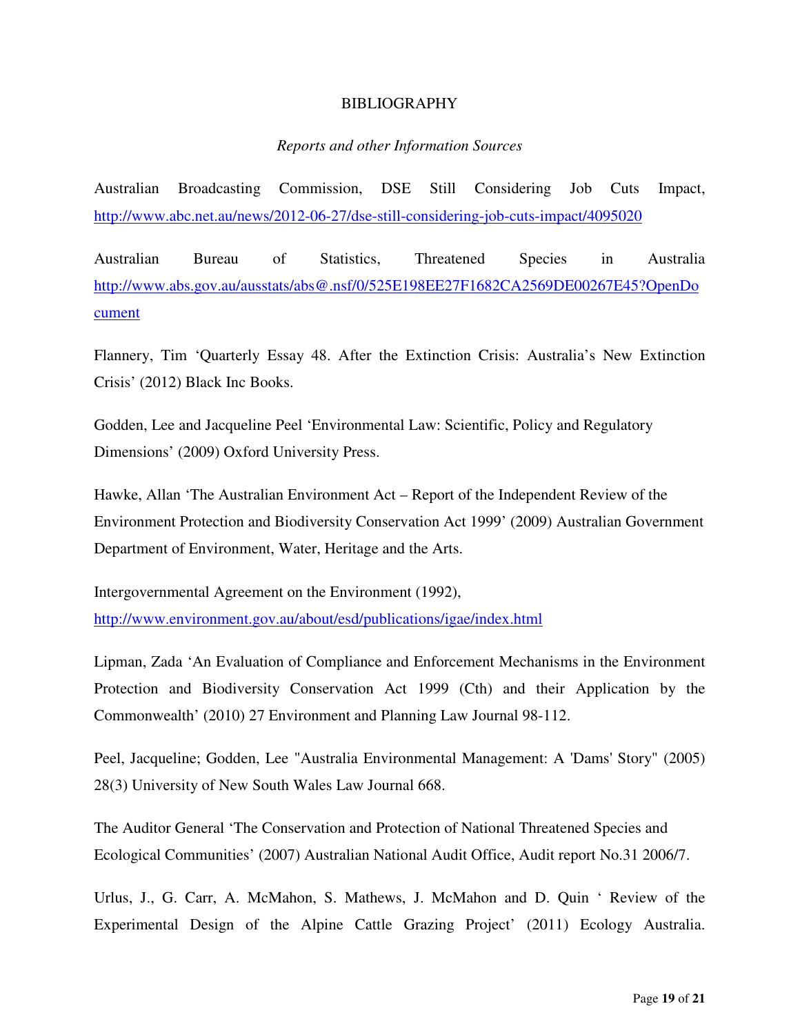# BIBLIOGRAPHY

*Reports and other Information Sources*

Australian Broadcasting Commission, DSE Still Considering Job Cuts Impact, http://www.abc.net.au/news/2012-06-27/dse-still-considering-job-cuts-impact/4095020

Australian Bureau of Statistics, Threatened Species in Australia http://www.abs.gov.au/ausstats/abs@.nsf/0/525E198EE27F1682CA2569DE00267E45?OpenDocument

Flannery, Tim 'Quarterly Essay 48. After the Extinction Crisis: Australia's New Extinction Crisis' (2012) Black Inc Books.

Godden, Lee and Jacqueline Peel 'Environmental Law: Scientific, Policy and Regulatory Dimensions' (2009) Oxford University Press.

Hawke, Allan 'The Australian Environment Act – Report of the Independent Review of the Environment Protection and Biodiversity Conservation Act 1999' (2009) Australian Government Department of Environment, Water, Heritage and the Arts.

Intergovernmental Agreement on the Environment (1992), http://www.environment.gov.au/about/esd/publications/igae/index.html

Lipman, Zada 'An Evaluation of Compliance and Enforcement Mechanisms in the Environment Protection and Biodiversity Conservation Act 1999 (Cth) and their Application by the Commonwealth' (2010) 27 Environment and Planning Law Journal 98-112.

Peel, Jacqueline; Godden, Lee "Australia Environmental Management: A 'Dams' Story" (2005) 28(3) University of New South Wales Law Journal 668.

The Auditor General 'The Conservation and Protection of National Threatened Species and Ecological Communities' (2007) Australian National Audit Office, Audit report No.31 2006/7.

Urlus, J., G. Carr, A. McMahon, S. Mathews, J. McMahon and D. Quin ' Review of the Experimental Design of the Alpine Cattle Grazing Project' (2011) Ecology Australia.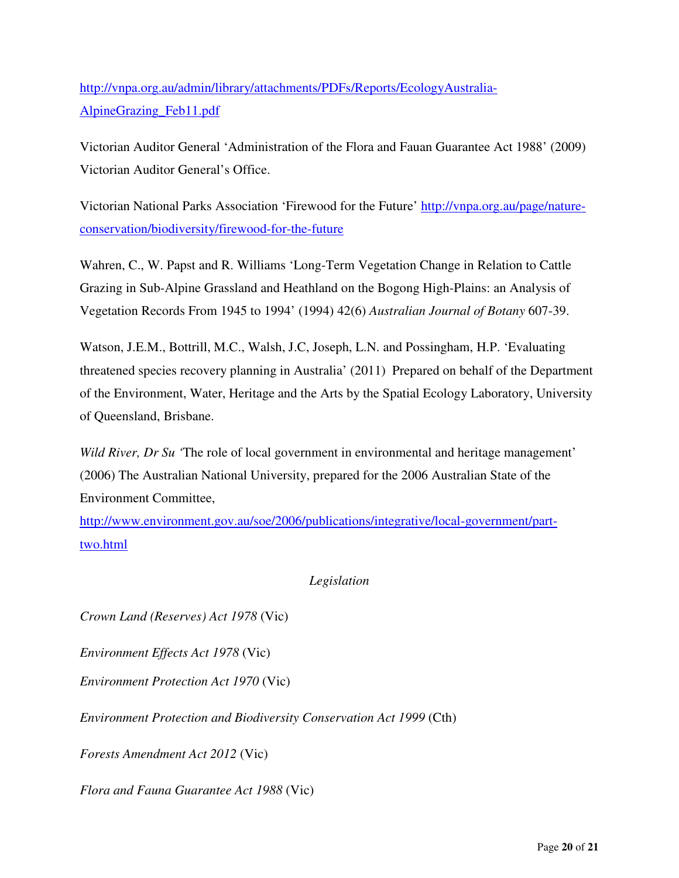http://vnpa.org.au/admin/library/attachments/PDFs/Reports/EcologyAustralia-AlpineGrazing_Feb11.pdf

Victorian Auditor General 'Administration of the Flora and Fauan Guarantee Act 1988' (2009) Victorian Auditor General's Office.

Victorian National Parks Association 'Firewood for the Future' http://vnpa.org.au/page/nature-conservation/biodiversity/firewood-for-the-future

Wahren, C., W. Papst and R. Williams 'Long-Term Vegetation Change in Relation to Cattle Grazing in Sub-Alpine Grassland and Heathland on the Bogong High-Plains: an Analysis of Vegetation Records From 1945 to 1994' (1994) 42(6) *Australian Journal of Botany* 607-39.

Watson, J.E.M., Bottrill, M.C., Walsh, J.C, Joseph, L.N. and Possingham, H.P. 'Evaluating threatened species recovery planning in Australia' (2011) Prepared on behalf of the Department of the Environment, Water, Heritage and the Arts by the Spatial Ecology Laboratory, University of Queensland, Brisbane.

*Wild River, Dr Su* 'The role of local government in environmental and heritage management' (2006) The Australian National University, prepared for the 2006 Australian State of the Environment Committee, http://www.environment.gov.au/soe/2006/publications/integrative/local-government/part-two.html

*Legislation*

*Crown Land (Reserves) Act 1978* (Vic)

*Environment Effects Act 1978* (Vic)

*Environment Protection Act 1970* (Vic)

*Environment Protection and Biodiversity Conservation Act 1999* (Cth)

*Forests Amendment Act 2012* (Vic)

*Flora and Fauna Guarantee Act 1988* (Vic)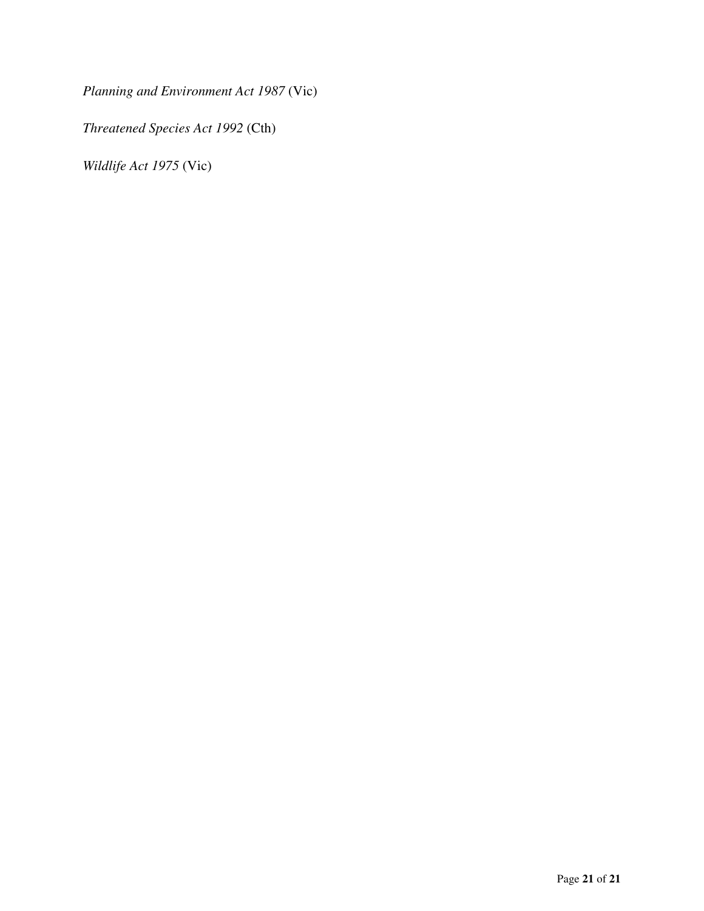*Planning and Environment Act 1987* (Vic)

*Threatened Species Act 1992* (Cth)

*Wildlife Act 1975* (Vic)